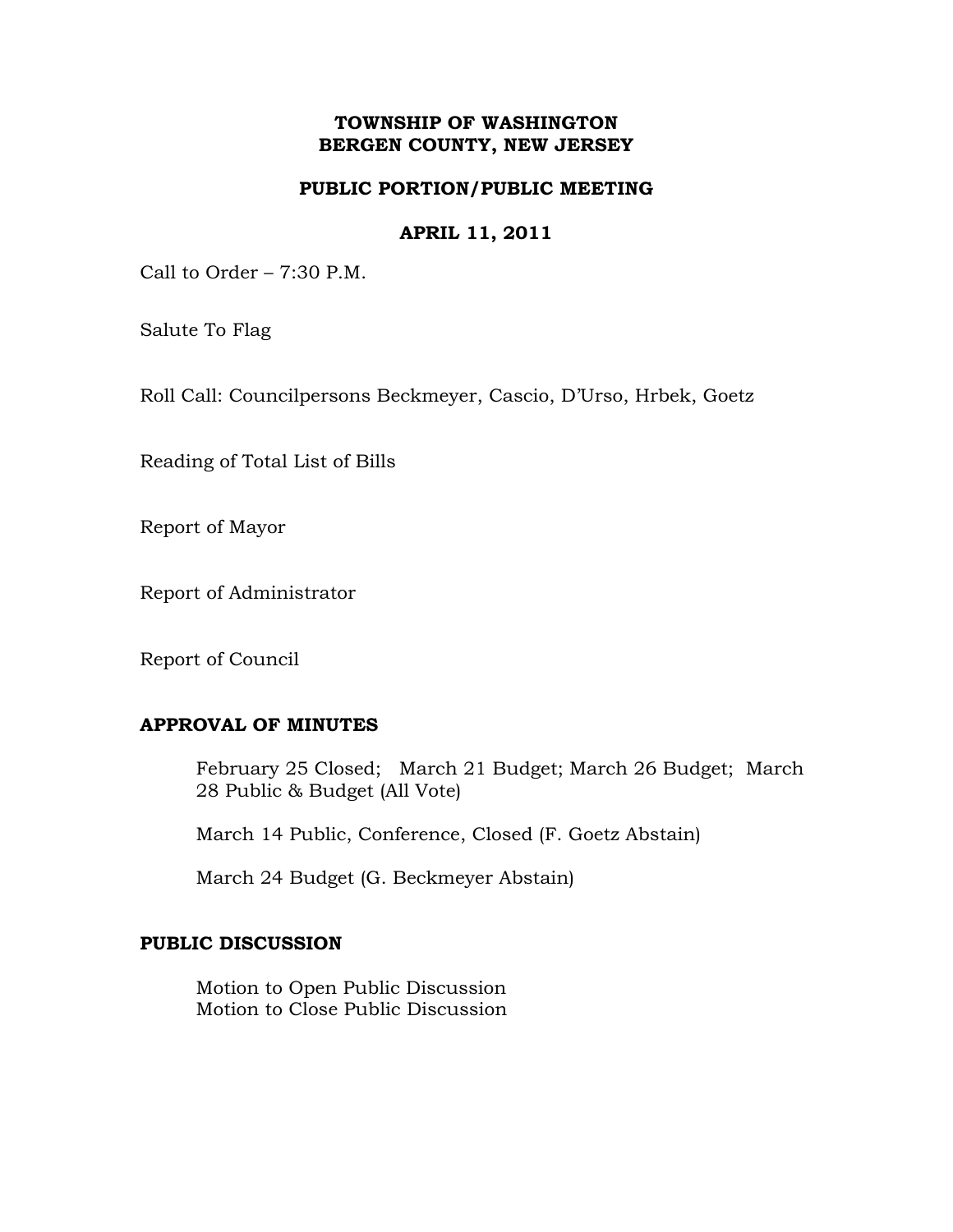# TOWNSHIP OF WASHINGTON
# BERGEN COUNTY, NEW JERSEY

## PUBLIC PORTION/PUBLIC MEETING

## APRIL 11, 2011

Call to Order – 7:30 P.M.

Salute To Flag

Roll Call: Councilpersons Beckmeyer, Cascio, D'Urso, Hrbek, Goetz

Reading of Total List of Bills

Report of Mayor

Report of Administrator

Report of Council

**APPROVAL OF MINUTES**

February 25 Closed; March 21 Budget; March 26 Budget; March 28 Public & Budget (All Vote)

March 14 Public, Conference, Closed (F. Goetz Abstain)

March 24 Budget (G. Beckmeyer Abstain)

**PUBLIC DISCUSSION**

Motion to Open Public Discussion
Motion to Close Public Discussion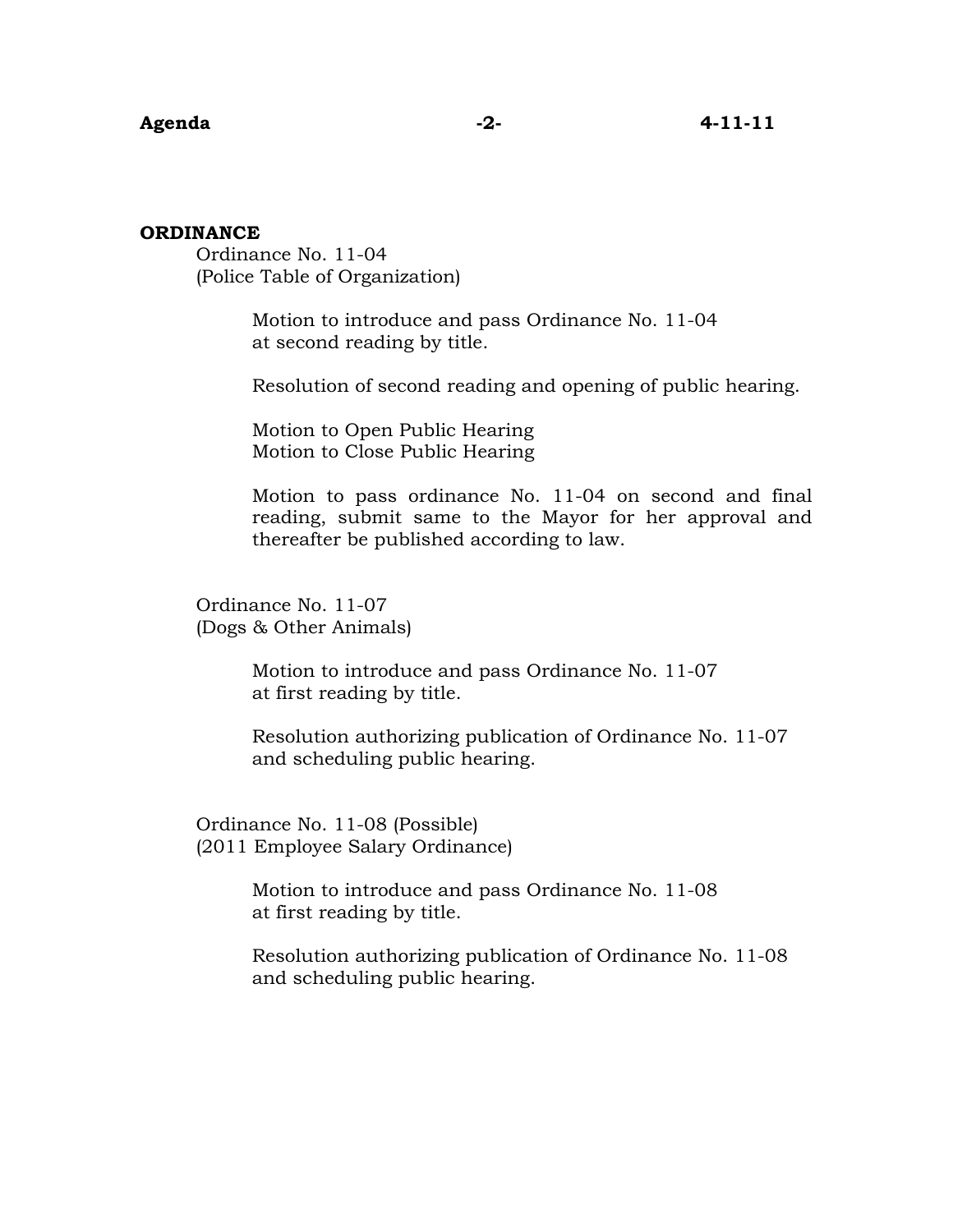**ORDINANCE**

Ordinance No. 11-04
(Police Table of Organization)

Motion to introduce and pass Ordinance No. 11-04 at second reading by title.

Resolution of second reading and opening of public hearing.

Motion to Open Public Hearing
Motion to Close Public Hearing

Motion to pass ordinance No. 11-04 on second and final reading, submit same to the Mayor for her approval and thereafter be published according to law.

Ordinance No. 11-07
(Dogs & Other Animals)

Motion to introduce and pass Ordinance No. 11-07 at first reading by title.

Resolution authorizing publication of Ordinance No. 11-07 and scheduling public hearing.

Ordinance No. 11-08 (Possible)
(2011 Employee Salary Ordinance)

Motion to introduce and pass Ordinance No. 11-08 at first reading by title.

Resolution authorizing publication of Ordinance No. 11-08 and scheduling public hearing.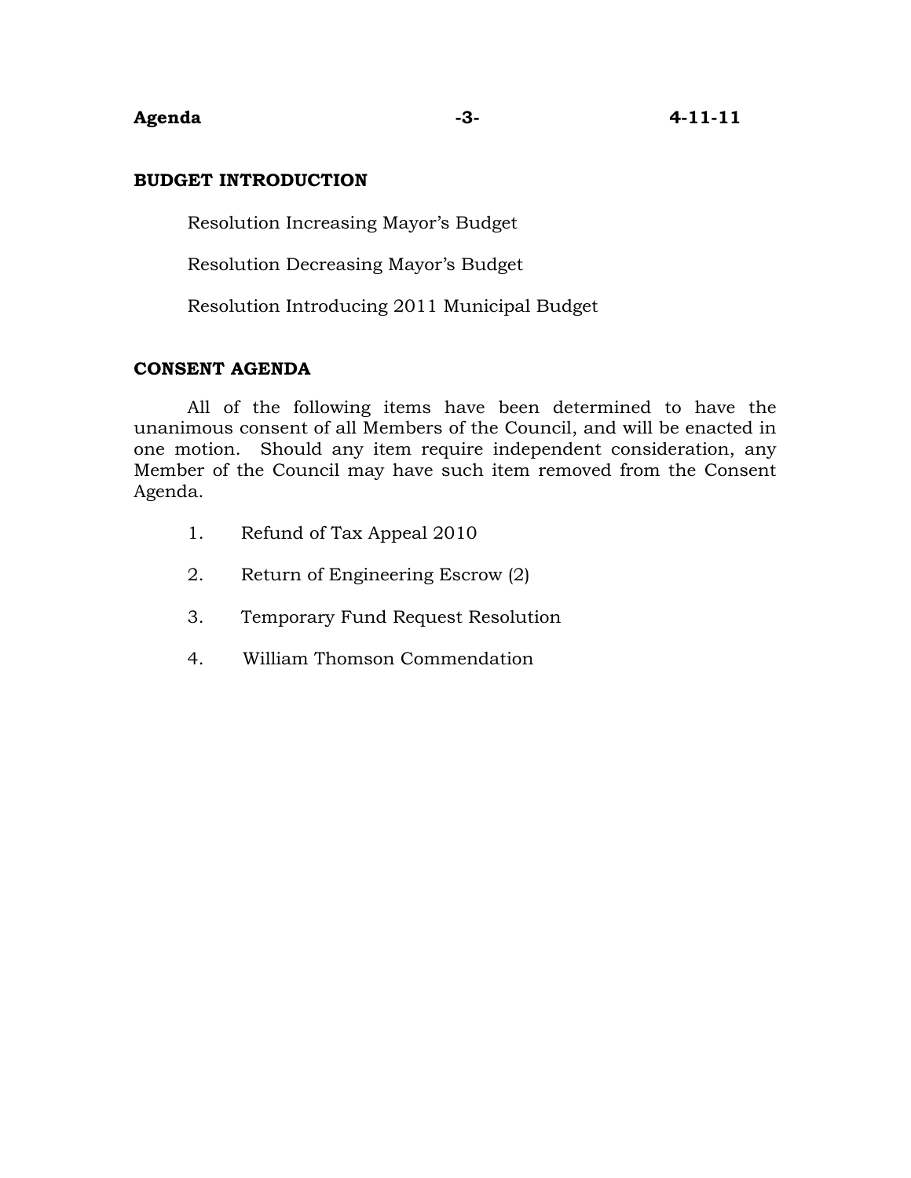## BUDGET INTRODUCTION

Resolution Increasing Mayor's Budget

Resolution Decreasing Mayor's Budget

Resolution Introducing 2011 Municipal Budget

## CONSENT AGENDA

All of the following items have been determined to have the unanimous consent of all Members of the Council, and will be enacted in one motion. Should any item require independent consideration, any Member of the Council may have such item removed from the Consent Agenda.

1. Refund of Tax Appeal 2010
2. Return of Engineering Escrow (2)
3. Temporary Fund Request Resolution
4. William Thomson Commendation